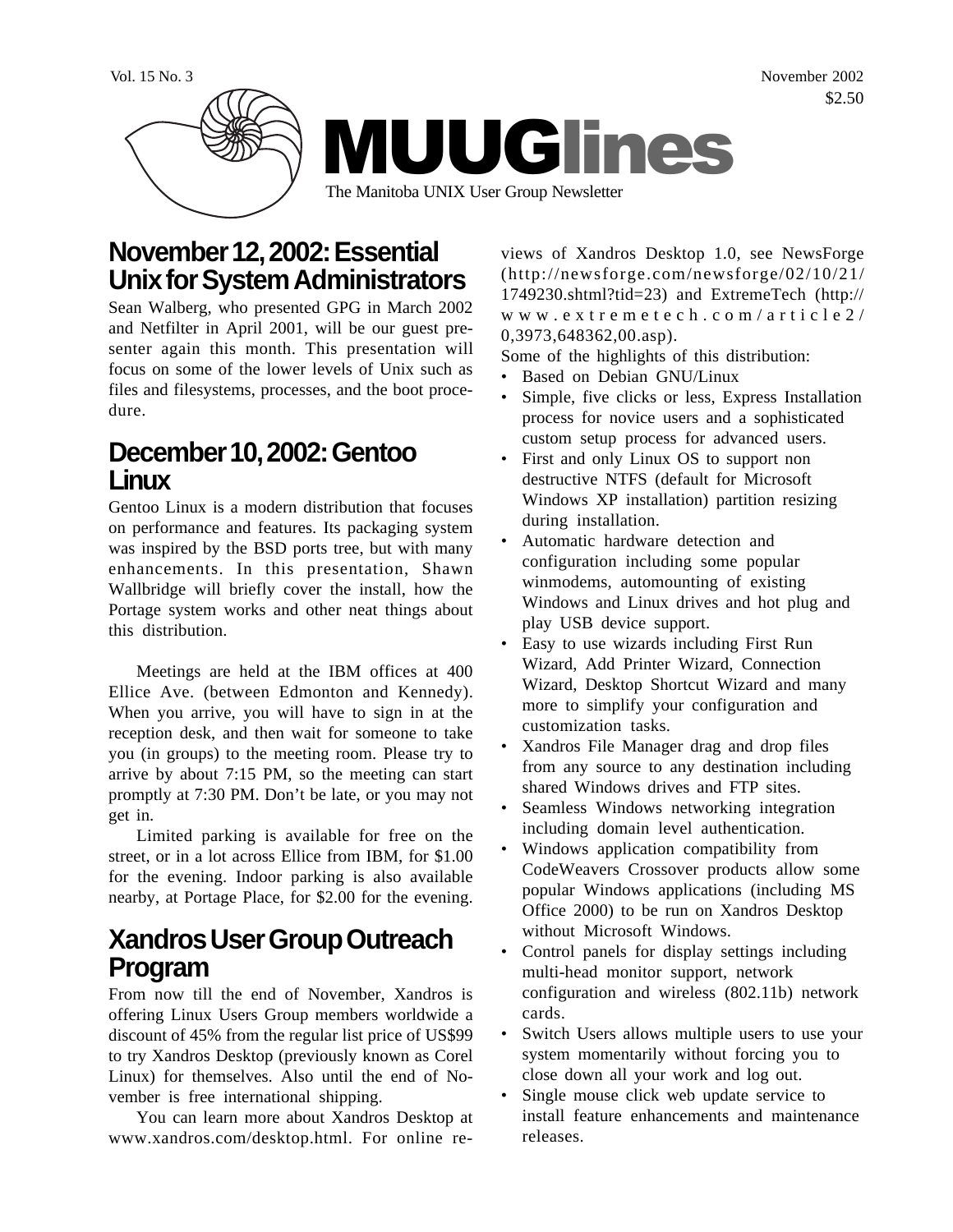Vol. 15 No. 3

November 2002

$2.50

# MUUGlines

The Manitoba UNIX User Group Newsletter

## November 12, 2002: Essential Unix for System Administrators

Sean Walberg, who presented GPG in March 2002 and Netfilter in April 2001, will be our guest presenter again this month. This presentation will focus on some of the lower levels of Unix such as files and filesystems, processes, and the boot procedure.

## December 10, 2002: Gentoo Linux

Gentoo Linux is a modern distribution that focuses on performance and features. Its packaging system was inspired by the BSD ports tree, but with many enhancements. In this presentation, Shawn Wallbridge will briefly cover the install, how the Portage system works and other neat things about this distribution.

Meetings are held at the IBM offices at 400 Ellice Ave. (between Edmonton and Kennedy). When you arrive, you will have to sign in at the reception desk, and then wait for someone to take you (in groups) to the meeting room. Please try to arrive by about 7:15 PM, so the meeting can start promptly at 7:30 PM. Don't be late, or you may not get in.

Limited parking is available for free on the street, or in a lot across Ellice from IBM, for $1.00 for the evening. Indoor parking is also available nearby, at Portage Place, for $2.00 for the evening.

## Xandros User Group Outreach Program

From now till the end of November, Xandros is offering Linux Users Group members worldwide a discount of 45% from the regular list price of US$99 to try Xandros Desktop (previously known as Corel Linux) for themselves. Also until the end of November is free international shipping.

You can learn more about Xandros Desktop at www.xandros.com/desktop.html. For online reviews of Xandros Desktop 1.0, see NewsForge (http://newsforge.com/newsforge/02/10/21/1749230.shtml?tid=23) and ExtremeTech (http://www.extremetech.com/article2/0,3973,648362,00.asp).

Some of the highlights of this distribution:

- Based on Debian GNU/Linux
- Simple, five clicks or less, Express Installation process for novice users and a sophisticated custom setup process for advanced users.
- First and only Linux OS to support non destructive NTFS (default for Microsoft Windows XP installation) partition resizing during installation.
- Automatic hardware detection and configuration including some popular winmodems, automounting of existing Windows and Linux drives and hot plug and play USB device support.
- Easy to use wizards including First Run Wizard, Add Printer Wizard, Connection Wizard, Desktop Shortcut Wizard and many more to simplify your configuration and customization tasks.
- Xandros File Manager drag and drop files from any source to any destination including shared Windows drives and FTP sites.
- Seamless Windows networking integration including domain level authentication.
- Windows application compatibility from CodeWeavers Crossover products allow some popular Windows applications (including MS Office 2000) to be run on Xandros Desktop without Microsoft Windows.
- Control panels for display settings including multi-head monitor support, network configuration and wireless (802.11b) network cards.
- Switch Users allows multiple users to use your system momentarily without forcing you to close down all your work and log out.
- Single mouse click web update service to install feature enhancements and maintenance releases.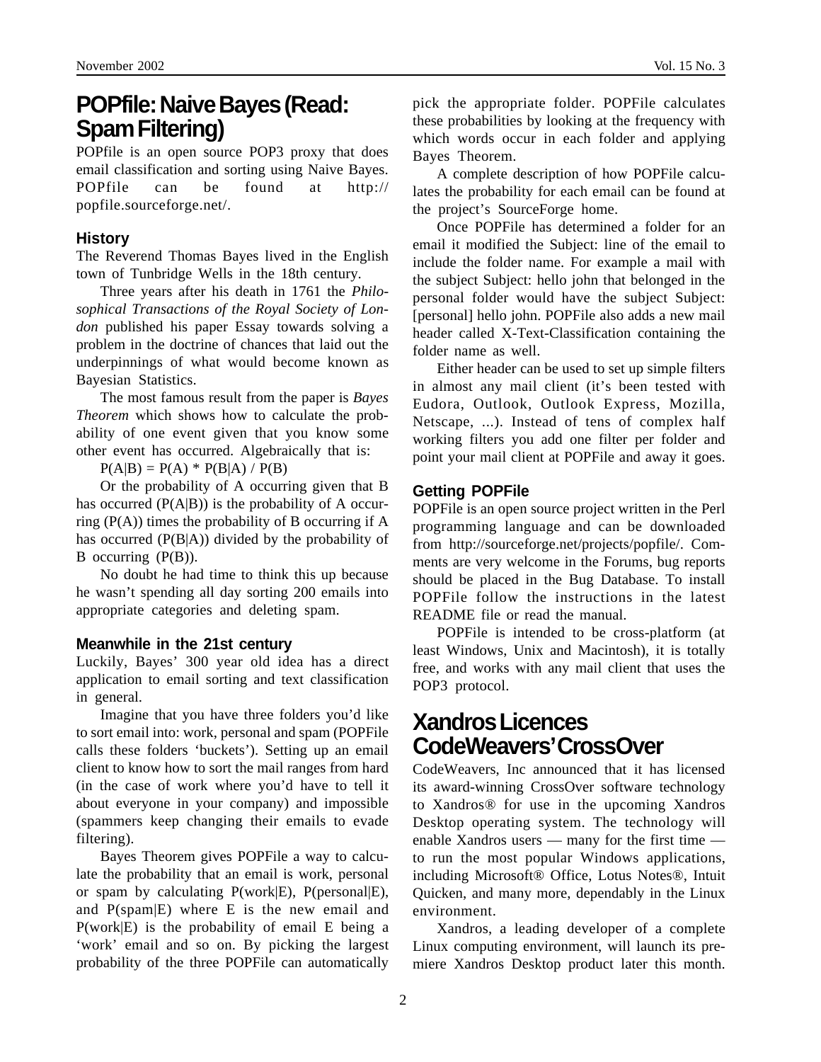# POPfile: Naive Bayes (Read: Spam Filtering)

POPfile is an open source POP3 proxy that does email classification and sorting using Naive Bayes. POPfile can be found at http://popfile.sourceforge.net/.

### History

The Reverend Thomas Bayes lived in the English town of Tunbridge Wells in the 18th century.

Three years after his death in 1761 the *Philosophical Transactions of the Royal Society of London* published his paper Essay towards solving a problem in the doctrine of chances that laid out the underpinnings of what would become known as Bayesian Statistics.

The most famous result from the paper is *Bayes Theorem* which shows how to calculate the probability of one event given that you know some other event has occurred. Algebraically that is:

$P(A|B) = P(A) * P(B|A) / P(B)$

Or the probability of A occurring given that B has occurred ($P(A|B)$) is the probability of A occurring ($P(A)$) times the probability of B occurring if A has occurred ($P(B|A)$) divided by the probability of B occurring ($P(B)$).

No doubt he had time to think this up because he wasn't spending all day sorting 200 emails into appropriate categories and deleting spam.

### Meanwhile in the 21st century

Luckily, Bayes' 300 year old idea has a direct application to email sorting and text classification in general.

Imagine that you have three folders you'd like to sort email into: work, personal and spam (POPFile calls these folders 'buckets'). Setting up an email client to know how to sort the mail ranges from hard (in the case of work where you'd have to tell it about everyone in your company) and impossible (spammers keep changing their emails to evade filtering).

Bayes Theorem gives POPFile a way to calculate the probability that an email is work, personal or spam by calculating $P(work|E)$, $P(personal|E)$, and $P(spam|E)$ where E is the new email and $P(work|E)$ is the probability of email E being a 'work' email and so on. By picking the largest probability of the three POPFile can automatically pick the appropriate folder. POPFile calculates these probabilities by looking at the frequency with which words occur in each folder and applying Bayes Theorem.

A complete description of how POPFile calculates the probability for each email can be found at the project's SourceForge home.

Once POPFile has determined a folder for an email it modified the Subject: line of the email to include the folder name. For example a mail with the subject Subject: hello john that belonged in the personal folder would have the subject Subject: [personal] hello john. POPFile also adds a new mail header called X-Text-Classification containing the folder name as well.

Either header can be used to set up simple filters in almost any mail client (it's been tested with Eudora, Outlook, Outlook Express, Mozilla, Netscape, ...). Instead of tens of complex half working filters you add one filter per folder and point your mail client at POPFile and away it goes.

### Getting POPFile

POPFile is an open source project written in the Perl programming language and can be downloaded from http://sourceforge.net/projects/popfile/. Comments are very welcome in the Forums, bug reports should be placed in the Bug Database. To install POPFile follow the instructions in the latest README file or read the manual.

POPFile is intended to be cross-platform (at least Windows, Unix and Macintosh), it is totally free, and works with any mail client that uses the POP3 protocol.

# Xandros Licences CodeWeavers' CrossOver

CodeWeavers, Inc announced that it has licensed its award-winning CrossOver software technology to Xandros® for use in the upcoming Xandros Desktop operating system. The technology will enable Xandros users — many for the first time — to run the most popular Windows applications, including Microsoft® Office, Lotus Notes®, Intuit Quicken, and many more, dependably in the Linux environment.

Xandros, a leading developer of a complete Linux computing environment, will launch its premiere Xandros Desktop product later this month.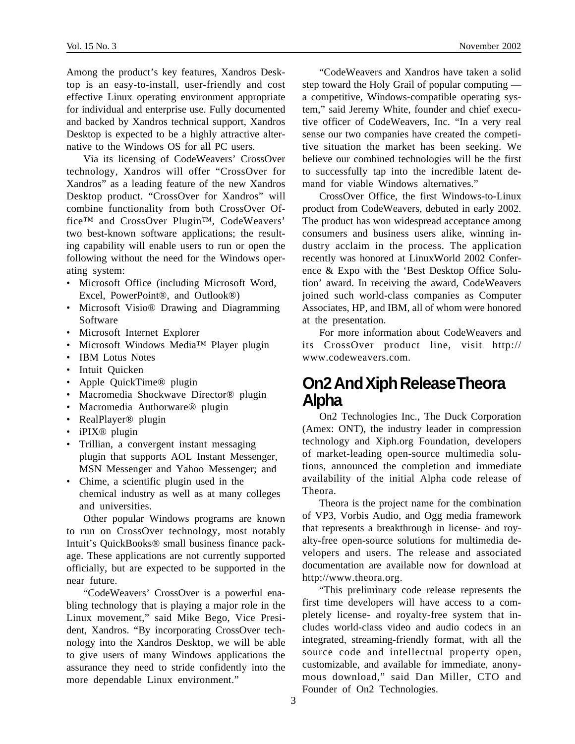Among the product's key features, Xandros Desktop is an easy-to-install, user-friendly and cost effective Linux operating environment appropriate for individual and enterprise use. Fully documented and backed by Xandros technical support, Xandros Desktop is expected to be a highly attractive alternative to the Windows OS for all PC users.

Via its licensing of CodeWeavers' CrossOver technology, Xandros will offer "CrossOver for Xandros" as a leading feature of the new Xandros Desktop product. "CrossOver for Xandros" will combine functionality from both CrossOver Office™ and CrossOver Plugin™, CodeWeavers' two best-known software applications; the resulting capability will enable users to run or open the following without the need for the Windows operating system:

- Microsoft Office (including Microsoft Word, Excel, PowerPoint®, and Outlook®)
- Microsoft Visio® Drawing and Diagramming Software
- Microsoft Internet Explorer
- Microsoft Windows Media™ Player plugin
- IBM Lotus Notes
- Intuit Quicken
- Apple QuickTime® plugin
- Macromedia Shockwave Director® plugin
- Macromedia Authorware® plugin
- RealPlayer® plugin
- iPIX® plugin
- Trillian, a convergent instant messaging plugin that supports AOL Instant Messenger, MSN Messenger and Yahoo Messenger; and
- Chime, a scientific plugin used in the chemical industry as well as at many colleges and universities.

Other popular Windows programs are known to run on CrossOver technology, most notably Intuit's QuickBooks® small business finance package. These applications are not currently supported officially, but are expected to be supported in the near future.

"CodeWeavers' CrossOver is a powerful enabling technology that is playing a major role in the Linux movement," said Mike Bego, Vice President, Xandros. "By incorporating CrossOver technology into the Xandros Desktop, we will be able to give users of many Windows applications the assurance they need to stride confidently into the more dependable Linux environment."

"CodeWeavers and Xandros have taken a solid step toward the Holy Grail of popular computing — a competitive, Windows-compatible operating system," said Jeremy White, founder and chief executive officer of CodeWeavers, Inc. "In a very real sense our two companies have created the competitive situation the market has been seeking. We believe our combined technologies will be the first to successfully tap into the incredible latent demand for viable Windows alternatives."

CrossOver Office, the first Windows-to-Linux product from CodeWeavers, debuted in early 2002. The product has won widespread acceptance among consumers and business users alike, winning industry acclaim in the process. The application recently was honored at LinuxWorld 2002 Conference & Expo with the 'Best Desktop Office Solution' award. In receiving the award, CodeWeavers joined such world-class companies as Computer Associates, HP, and IBM, all of whom were honored at the presentation.

For more information about CodeWeavers and its CrossOver product line, visit http://www.codeweavers.com.

## On2 And Xiph Release Theora Alpha

On2 Technologies Inc., The Duck Corporation (Amex: ONT), the industry leader in compression technology and Xiph.org Foundation, developers of market-leading open-source multimedia solutions, announced the completion and immediate availability of the initial Alpha code release of Theora.

Theora is the project name for the combination of VP3, Vorbis Audio, and Ogg media framework that represents a breakthrough in license- and royalty-free open-source solutions for multimedia developers and users. The release and associated documentation are available now for download at http://www.theora.org.

"This preliminary code release represents the first time developers will have access to a completely license- and royalty-free system that includes world-class video and audio codecs in an integrated, streaming-friendly format, with all the source code and intellectual property open, customizable, and available for immediate, anonymous download," said Dan Miller, CTO and Founder of On2 Technologies.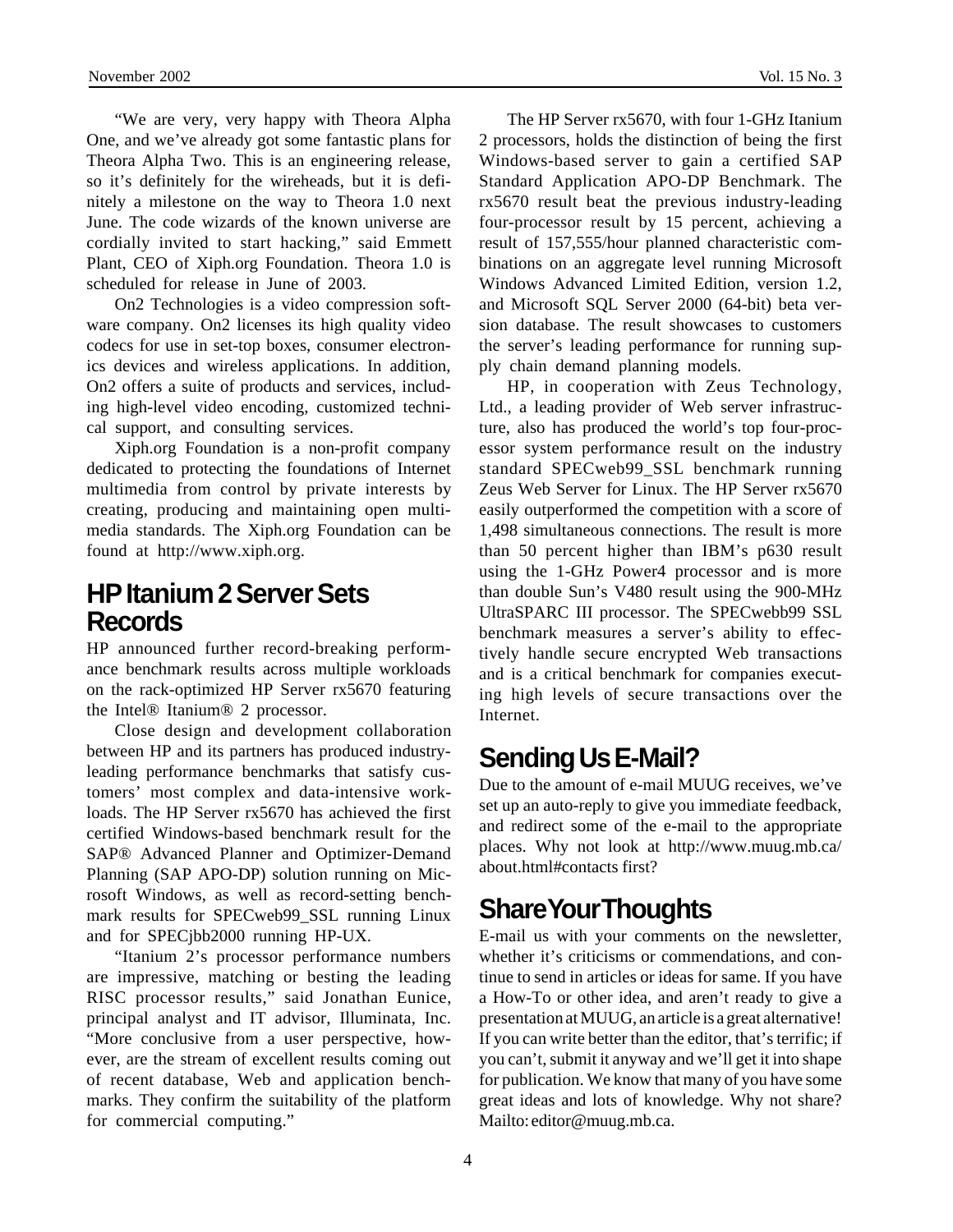"We are very, very happy with Theora Alpha One, and we've already got some fantastic plans for Theora Alpha Two. This is an engineering release, so it's definitely for the wireheads, but it is definitely a milestone on the way to Theora 1.0 next June. The code wizards of the known universe are cordially invited to start hacking," said Emmett Plant, CEO of Xiph.org Foundation. Theora 1.0 is scheduled for release in June of 2003.

On2 Technologies is a video compression software company. On2 licenses its high quality video codecs for use in set-top boxes, consumer electronics devices and wireless applications. In addition, On2 offers a suite of products and services, including high-level video encoding, customized technical support, and consulting services.

Xiph.org Foundation is a non-profit company dedicated to protecting the foundations of Internet multimedia from control by private interests by creating, producing and maintaining open multimedia standards. The Xiph.org Foundation can be found at http://www.xiph.org.

## HP Itanium 2 Server Sets Records

HP announced further record-breaking performance benchmark results across multiple workloads on the rack-optimized HP Server rx5670 featuring the Intel® Itanium® 2 processor.

Close design and development collaboration between HP and its partners has produced industry-leading performance benchmarks that satisfy customers' most complex and data-intensive workloads. The HP Server rx5670 has achieved the first certified Windows-based benchmark result for the SAP® Advanced Planner and Optimizer-Demand Planning (SAP APO-DP) solution running on Microsoft Windows, as well as record-setting benchmark results for SPECweb99_SSL running Linux and for SPECjbb2000 running HP-UX.

"Itanium 2's processor performance numbers are impressive, matching or besting the leading RISC processor results," said Jonathan Eunice, principal analyst and IT advisor, Illuminata, Inc. "More conclusive from a user perspective, however, are the stream of excellent results coming out of recent database, Web and application benchmarks. They confirm the suitability of the platform for commercial computing."

The HP Server rx5670, with four 1-GHz Itanium 2 processors, holds the distinction of being the first Windows-based server to gain a certified SAP Standard Application APO-DP Benchmark. The rx5670 result beat the previous industry-leading four-processor result by 15 percent, achieving a result of 157,555/hour planned characteristic combinations on an aggregate level running Microsoft Windows Advanced Limited Edition, version 1.2, and Microsoft SQL Server 2000 (64-bit) beta version database. The result showcases to customers the server's leading performance for running supply chain demand planning models.

HP, in cooperation with Zeus Technology, Ltd., a leading provider of Web server infrastructure, also has produced the world's top four-processor system performance result on the industry standard SPECweb99_SSL benchmark running Zeus Web Server for Linux. The HP Server rx5670 easily outperformed the competition with a score of 1,498 simultaneous connections. The result is more than 50 percent higher than IBM's p630 result using the 1-GHz Power4 processor and is more than double Sun's V480 result using the 900-MHz UltraSPARC III processor. The SPECwebb99 SSL benchmark measures a server's ability to effectively handle secure encrypted Web transactions and is a critical benchmark for companies executing high levels of secure transactions over the Internet.

## Sending Us E-Mail?

Due to the amount of e-mail MUUG receives, we've set up an auto-reply to give you immediate feedback, and redirect some of the e-mail to the appropriate places. Why not look at http://www.muug.mb.ca/about.html#contacts first?

## Share Your Thoughts

E-mail us with your comments on the newsletter, whether it's criticisms or commendations, and continue to send in articles or ideas for same. If you have a How-To or other idea, and aren't ready to give a presentation at MUUG, an article is a great alternative! If you can write better than the editor, that's terrific; if you can't, submit it anyway and we'll get it into shape for publication. We know that many of you have some great ideas and lots of knowledge. Why not share? Mailto: editor@muug.mb.ca.